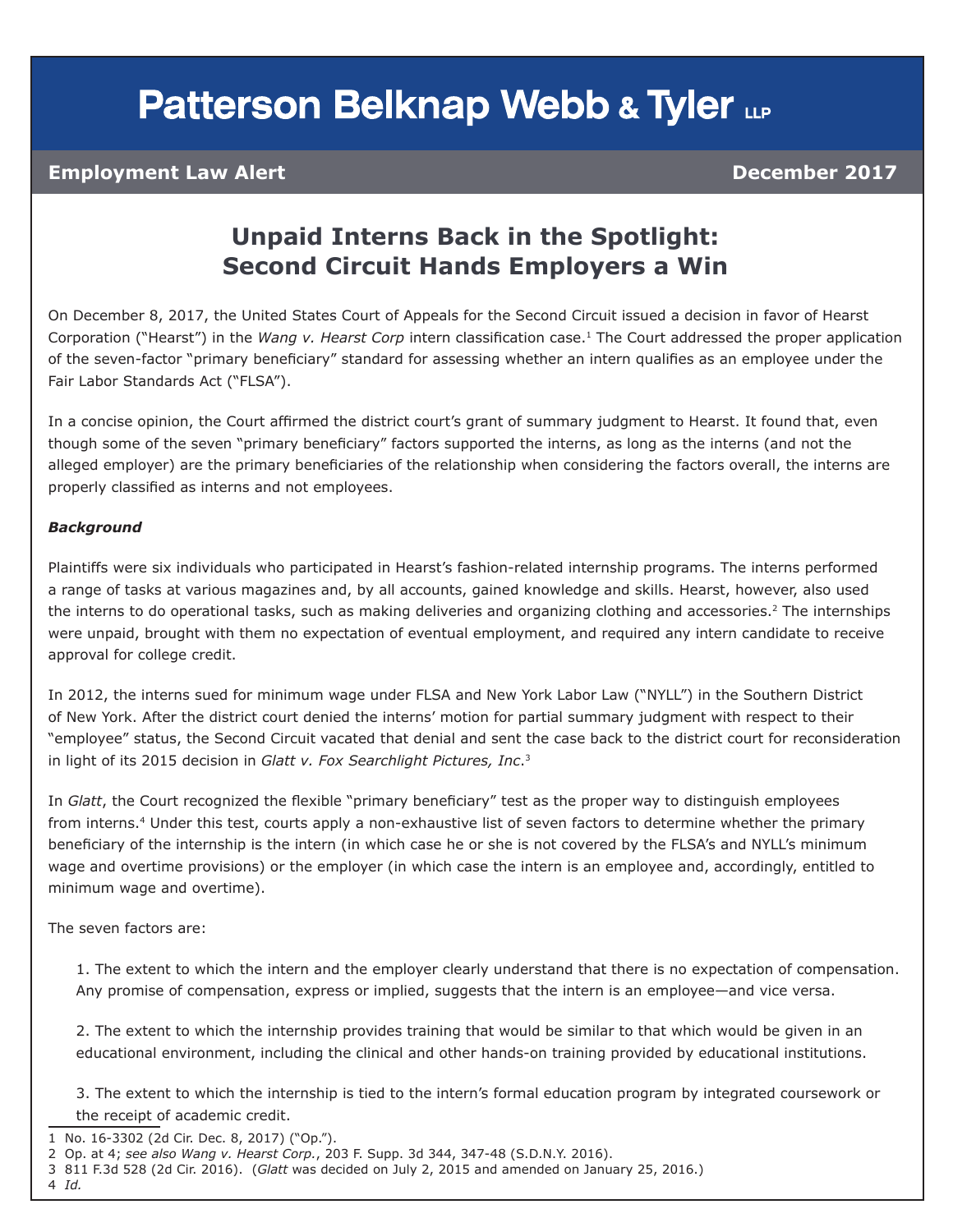# Patterson Belknap Webb & Tyler LLP

**Employment Law Alert** **December 2017**

## Unpaid Interns Back in the Spotlight: Second Circuit Hands Employers a Win

On December 8, 2017, the United States Court of Appeals for the Second Circuit issued a decision in favor of Hearst Corporation ("Hearst") in the *Wang v. Hearst Corp* intern classification case.[1] The Court addressed the proper application of the seven-factor "primary beneficiary" standard for assessing whether an intern qualifies as an employee under the Fair Labor Standards Act ("FLSA").

In a concise opinion, the Court affirmed the district court's grant of summary judgment to Hearst. It found that, even though some of the seven "primary beneficiary" factors supported the interns, as long as the interns (and not the alleged employer) are the primary beneficiaries of the relationship when considering the factors overall, the interns are properly classified as interns and not employees.

***Background***

Plaintiffs were six individuals who participated in Hearst's fashion-related internship programs. The interns performed a range of tasks at various magazines and, by all accounts, gained knowledge and skills. Hearst, however, also used the interns to do operational tasks, such as making deliveries and organizing clothing and accessories.[2] The internships were unpaid, brought with them no expectation of eventual employment, and required any intern candidate to receive approval for college credit.

In 2012, the interns sued for minimum wage under FLSA and New York Labor Law ("NYLL") in the Southern District of New York. After the district court denied the interns' motion for partial summary judgment with respect to their "employee" status, the Second Circuit vacated that denial and sent the case back to the district court for reconsideration in light of its 2015 decision in *Glatt v. Fox Searchlight Pictures, Inc*.[3]

In *Glatt*, the Court recognized the flexible "primary beneficiary" test as the proper way to distinguish employees from interns.[4] Under this test, courts apply a non-exhaustive list of seven factors to determine whether the primary beneficiary of the internship is the intern (in which case he or she is not covered by the FLSA's and NYLL's minimum wage and overtime provisions) or the employer (in which case the intern is an employee and, accordingly, entitled to minimum wage and overtime).

The seven factors are:

1. The extent to which the intern and the employer clearly understand that there is no expectation of compensation. Any promise of compensation, express or implied, suggests that the intern is an employee—and vice versa.

2. The extent to which the internship provides training that would be similar to that which would be given in an educational environment, including the clinical and other hands-on training provided by educational institutions.

3. The extent to which the internship is tied to the intern's formal education program by integrated coursework or the receipt of academic credit.

---

1 No. 16-3302 (2d Cir. Dec. 8, 2017) ("Op.").

2 Op. at 4; *see also Wang v. Hearst Corp.*, 203 F. Supp. 3d 344, 347-48 (S.D.N.Y. 2016).

3 811 F.3d 528 (2d Cir. 2016). (*Glatt* was decided on July 2, 2015 and amended on January 25, 2016.)

4 *Id.*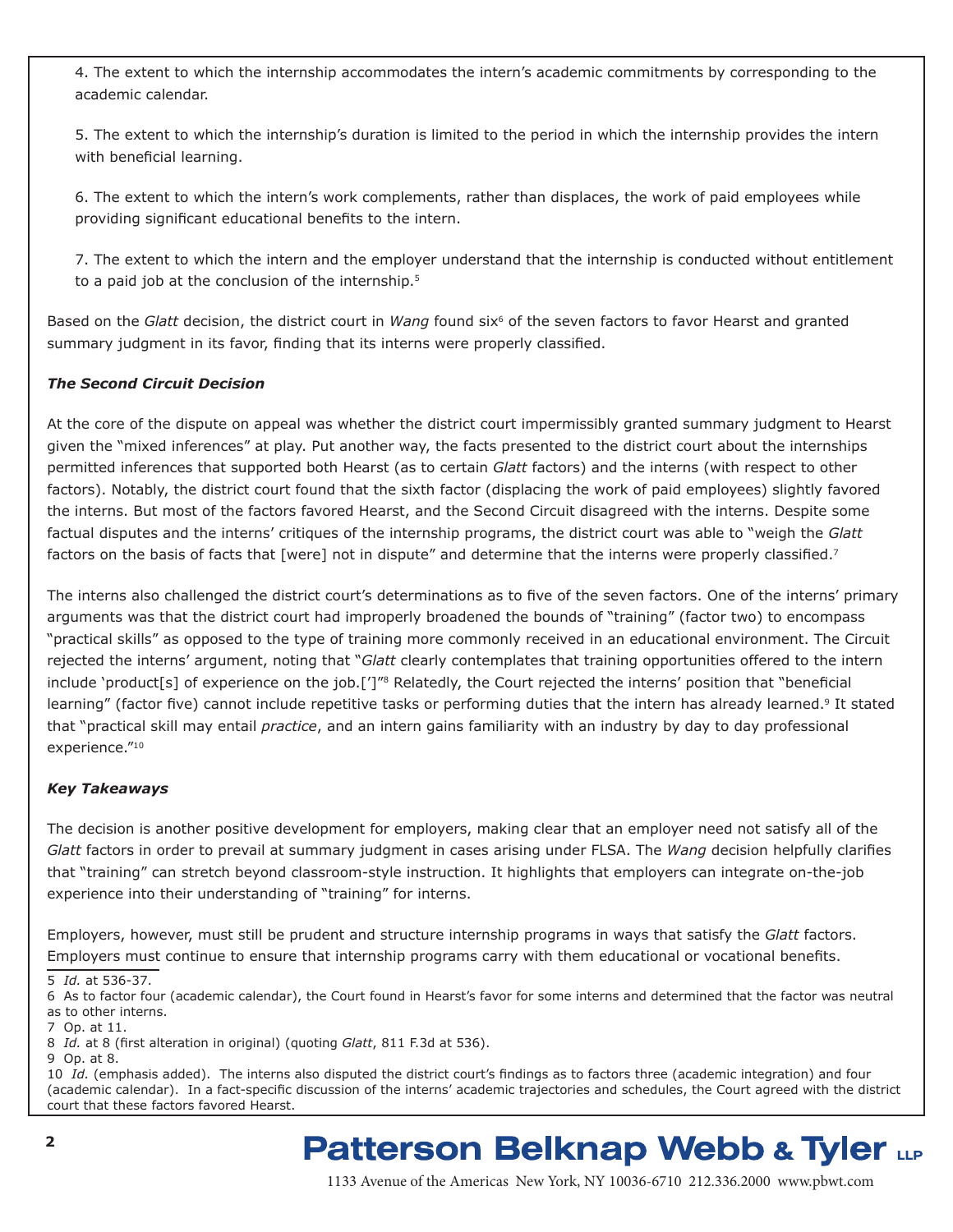4. The extent to which the internship accommodates the intern's academic commitments by corresponding to the academic calendar.

5. The extent to which the internship's duration is limited to the period in which the internship provides the intern with beneficial learning.

6. The extent to which the intern's work complements, rather than displaces, the work of paid employees while providing significant educational benefits to the intern.

7. The extent to which the intern and the employer understand that the internship is conducted without entitlement to a paid job at the conclusion of the internship.[5]

Based on the *Glatt* decision, the district court in *Wang* found six[6] of the seven factors to favor Hearst and granted summary judgment in its favor, finding that its interns were properly classified.

***The Second Circuit Decision***

At the core of the dispute on appeal was whether the district court impermissibly granted summary judgment to Hearst given the "mixed inferences" at play. Put another way, the facts presented to the district court about the internships permitted inferences that supported both Hearst (as to certain *Glatt* factors) and the interns (with respect to other factors). Notably, the district court found that the sixth factor (displacing the work of paid employees) slightly favored the interns. But most of the factors favored Hearst, and the Second Circuit disagreed with the interns. Despite some factual disputes and the interns' critiques of the internship programs, the district court was able to "weigh the *Glatt* factors on the basis of facts that [were] not in dispute" and determine that the interns were properly classified.[7]

The interns also challenged the district court's determinations as to five of the seven factors. One of the interns' primary arguments was that the district court had improperly broadened the bounds of "training" (factor two) to encompass "practical skills" as opposed to the type of training more commonly received in an educational environment. The Circuit rejected the interns' argument, noting that "*Glatt* clearly contemplates that training opportunities offered to the intern include 'product[s] of experience on the job.[']"[8] Relatedly, the Court rejected the interns' position that "beneficial learning" (factor five) cannot include repetitive tasks or performing duties that the intern has already learned.[9] It stated that "practical skill may entail *practice*, and an intern gains familiarity with an industry by day to day professional experience."[10]

***Key Takeaways***

The decision is another positive development for employers, making clear that an employer need not satisfy all of the *Glatt* factors in order to prevail at summary judgment in cases arising under FLSA. The *Wang* decision helpfully clarifies that "training" can stretch beyond classroom-style instruction. It highlights that employers can integrate on-the-job experience into their understanding of "training" for interns.

Employers, however, must still be prudent and structure internship programs in ways that satisfy the *Glatt* factors. Employers must continue to ensure that internship programs carry with them educational or vocational benefits.

---

5 *Id.* at 536-37.

6 As to factor four (academic calendar), the Court found in Hearst's favor for some interns and determined that the factor was neutral as to other interns.

7 Op. at 11.

8 *Id.* at 8 (first alteration in original) (quoting *Glatt*, 811 F.3d at 536).

9 Op. at 8.

10 *Id.* (emphasis added). The interns also disputed the district court's findings as to factors three (academic integration) and four (academic calendar). In a fact-specific discussion of the interns' academic trajectories and schedules, the Court agreed with the district court that these factors favored Hearst.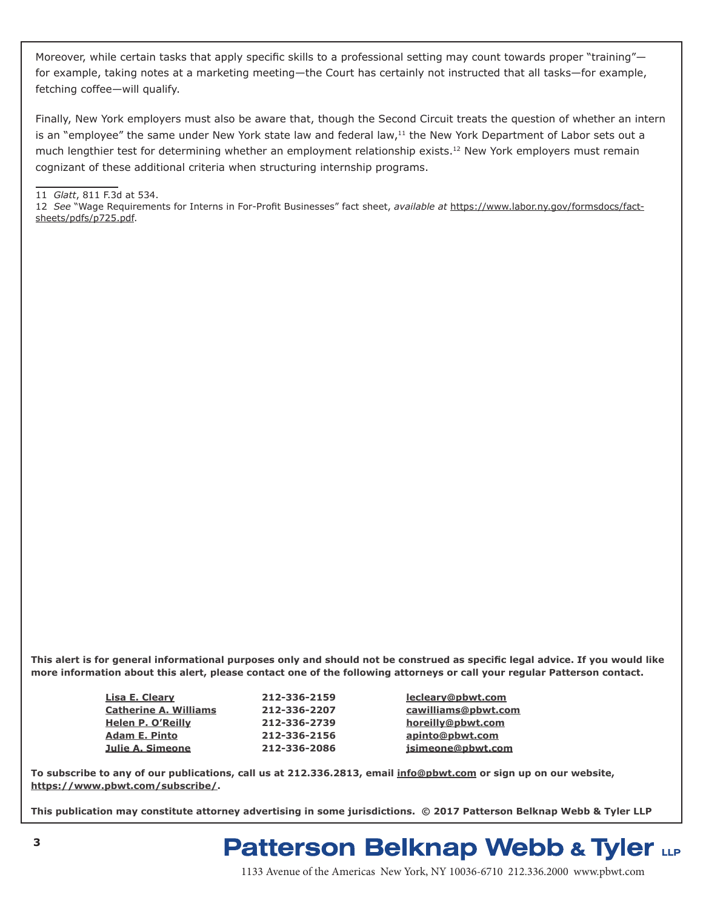Moreover, while certain tasks that apply specific skills to a professional setting may count towards proper "training"—for example, taking notes at a marketing meeting—the Court has certainly not instructed that all tasks—for example, fetching coffee—will qualify.

Finally, New York employers must also be aware that, though the Second Circuit treats the question of whether an intern is an "employee" the same under New York state law and federal law,[11] the New York Department of Labor sets out a much lengthier test for determining whether an employment relationship exists.[12] New York employers must remain cognizant of these additional criteria when structuring internship programs.

---

11 *Glatt*, 811 F.3d at 534.

12 *See* "Wage Requirements for Interns in For-Profit Businesses" fact sheet, *available at* https://www.labor.ny.gov/formsdocs/factsheets/pdfs/p725.pdf.

**This alert is for general informational purposes only and should not be construed as specific legal advice. If you would like more information about this alert, please contact one of the following attorneys or call your regular Patterson contact.**

| | | |
|---|---|---|
| **Lisa E. Cleary** | **212-336-2159** | **lecleary@pbwt.com** |
| **Catherine A. Williams** | **212-336-2207** | **cawilliams@pbwt.com** |
| **Helen P. O'Reilly** | **212-336-2739** | **horeilly@pbwt.com** |
| **Adam E. Pinto** | **212-336-2156** | **apinto@pbwt.com** |
| **Julie A. Simeone** | **212-336-2086** | **jsimeone@pbwt.com** |

**To subscribe to any of our publications, call us at 212.336.2813, email info@pbwt.com or sign up on our website, https://www.pbwt.com/subscribe/.**

**This publication may constitute attorney advertising in some jurisdictions. © 2017 Patterson Belknap Webb & Tyler LLP**

**Patterson Belknap Webb & Tyler LLP**

1133 Avenue of the Americas New York, NY 10036-6710 212.336.2000 www.pbwt.com